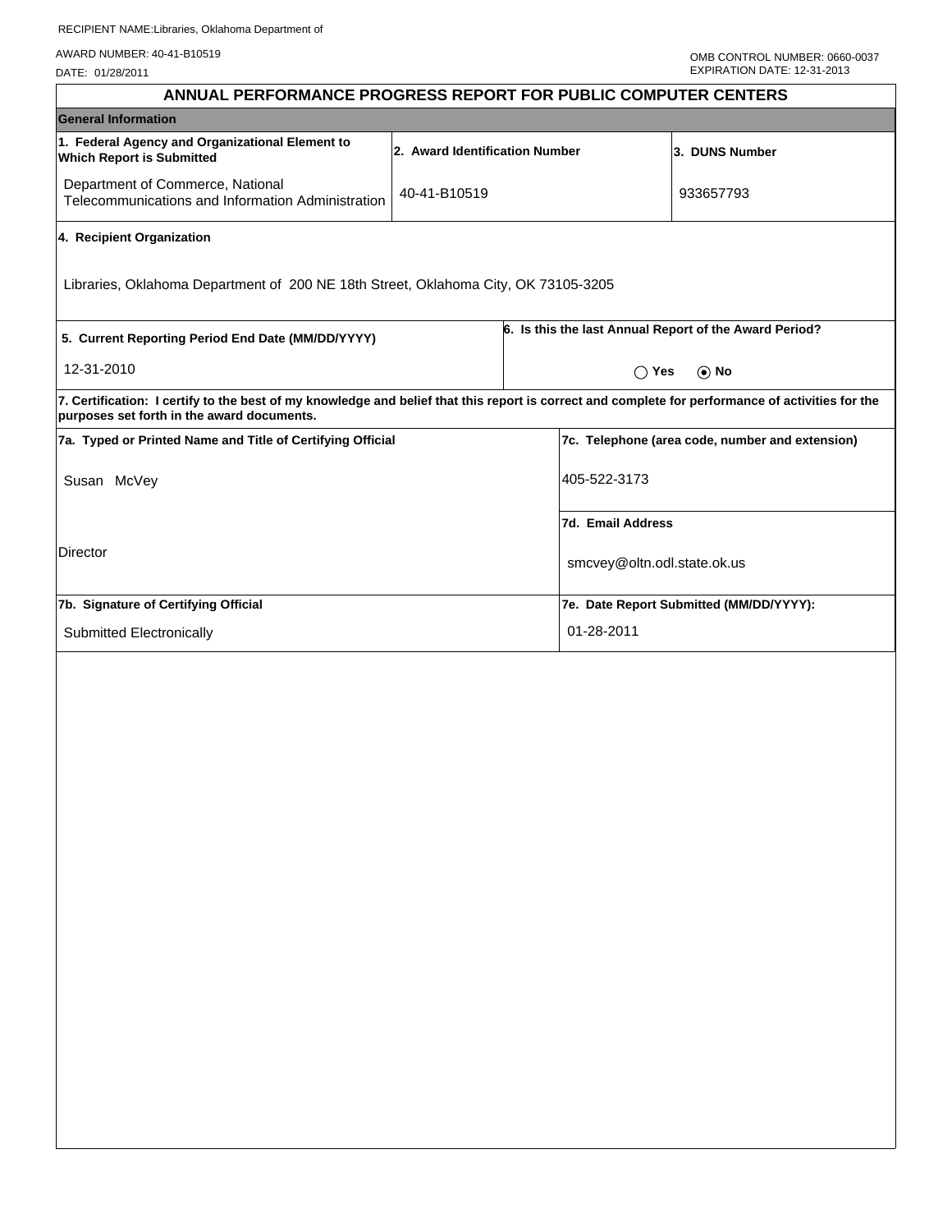RECIPIENT NAME:Libraries, Oklahoma Department of

AWARD NUMBER: 40-41-B10519

DATE: 01/28/2011

OMB CONTROL NUMBER: 0660-0037
EXPIRATION DATE: 12-31-2013

# ANNUAL PERFORMANCE PROGRESS REPORT FOR PUBLIC COMPUTER CENTERS

## General Information

| 1. Federal Agency and Organizational Element to Which Report is Submitted | 2. Award Identification Number | 3. DUNS Number |
|---|---|---|
| Department of Commerce, National Telecommunications and Information Administration | 40-41-B10519 | 933657793 |

**4. Recipient Organization**

Libraries, Oklahoma Department of 200 NE 18th Street, Oklahoma City, OK 73105-3205

| 5. Current Reporting Period End Date (MM/DD/YYYY) | 6. Is this the last Annual Report of the Award Period? |
|---|---|
| 12-31-2010 | ○ Yes ◉ No |

**7. Certification: I certify to the best of my knowledge and belief that this report is correct and complete for performance of activities for the purposes set forth in the award documents.**

| 7a. Typed or Printed Name and Title of Certifying Official | 7c. Telephone (area code, number and extension) |
|---|---|
| Susan McVey | 405-522-3173 |
| | **7d. Email Address** |
| Director | smcvey@oltn.odl.state.ok.us |
| **7b. Signature of Certifying Official** | **7e. Date Report Submitted (MM/DD/YYYY):** |
| Submitted Electronically | 01-28-2011 |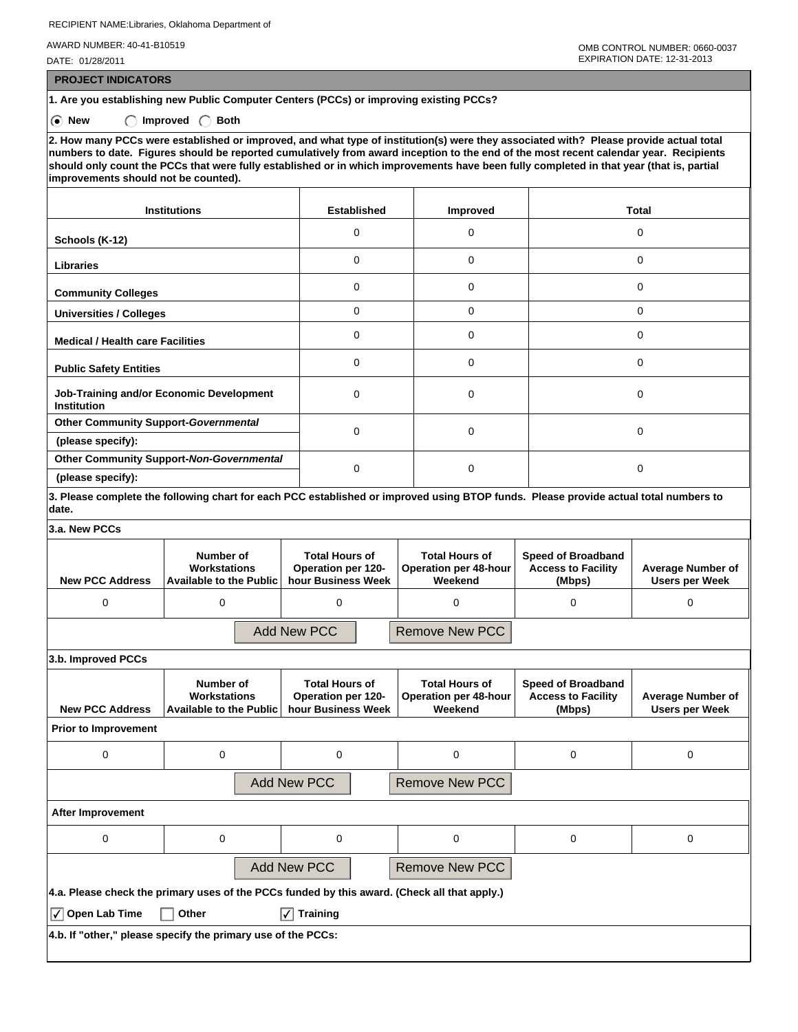RECIPIENT NAME:Libraries, Oklahoma Department of

AWARD NUMBER: 40-41-B10519

DATE: 01/28/2011

OMB CONTROL NUMBER: 0660-0037
EXPIRATION DATE: 12-31-2013

## PROJECT INDICATORS

**1. Are you establishing new Public Computer Centers (PCCs) or improving existing PCCs?**

(•) New ( ) Improved ( ) Both

**2. How many PCCs were established or improved, and what type of institution(s) were they associated with? Please provide actual total numbers to date. Figures should be reported cumulatively from award inception to the end of the most recent calendar year. Recipients should only count the PCCs that were fully established or in which improvements have been fully completed in that year (that is, partial improvements should not be counted).**

| Institutions | Established | Improved | Total |
|---|---|---|---|
| Schools (K-12) | 0 | 0 | 0 |
| Libraries | 0 | 0 | 0 |
| Community Colleges | 0 | 0 | 0 |
| Universities / Colleges | 0 | 0 | 0 |
| Medical / Health care Facilities | 0 | 0 | 0 |
| Public Safety Entities | 0 | 0 | 0 |
| Job-Training and/or Economic Development Institution | 0 | 0 | 0 |
| Other Community Support-*Governmental* (please specify): | 0 | 0 | 0 |
| Other Community Support-*Non-Governmental* (please specify): | 0 | 0 | 0 |

**3. Please complete the following chart for each PCC established or improved using BTOP funds. Please provide actual total numbers to date.**

**3.a. New PCCs**

| New PCC Address | Number of Workstations Available to the Public | Total Hours of Operation per 120-hour Business Week | Total Hours of Operation per 48-hour Weekend | Speed of Broadband Access to Facility (Mbps) | Average Number of Users per Week |
|---|---|---|---|---|---|
| 0 | 0 | 0 | 0 | 0 | 0 |

Add New PCC | Remove New PCC

**3.b. Improved PCCs**

| New PCC Address | Number of Workstations Available to the Public | Total Hours of Operation per 120-hour Business Week | Total Hours of Operation per 48-hour Weekend | Speed of Broadband Access to Facility (Mbps) | Average Number of Users per Week |
|---|---|---|---|---|---|
| **Prior to Improvement** | | | | | |
| 0 | 0 | 0 | 0 | 0 | 0 |
| **After Improvement** | | | | | |
| 0 | 0 | 0 | 0 | 0 | 0 |

Add New PCC | Remove New PCC

**4.a. Please check the primary uses of the PCCs funded by this award. (Check all that apply.)**

[✓] Open Lab Time [ ] Other [✓] Training

**4.b. If "other," please specify the primary use of the PCCs:**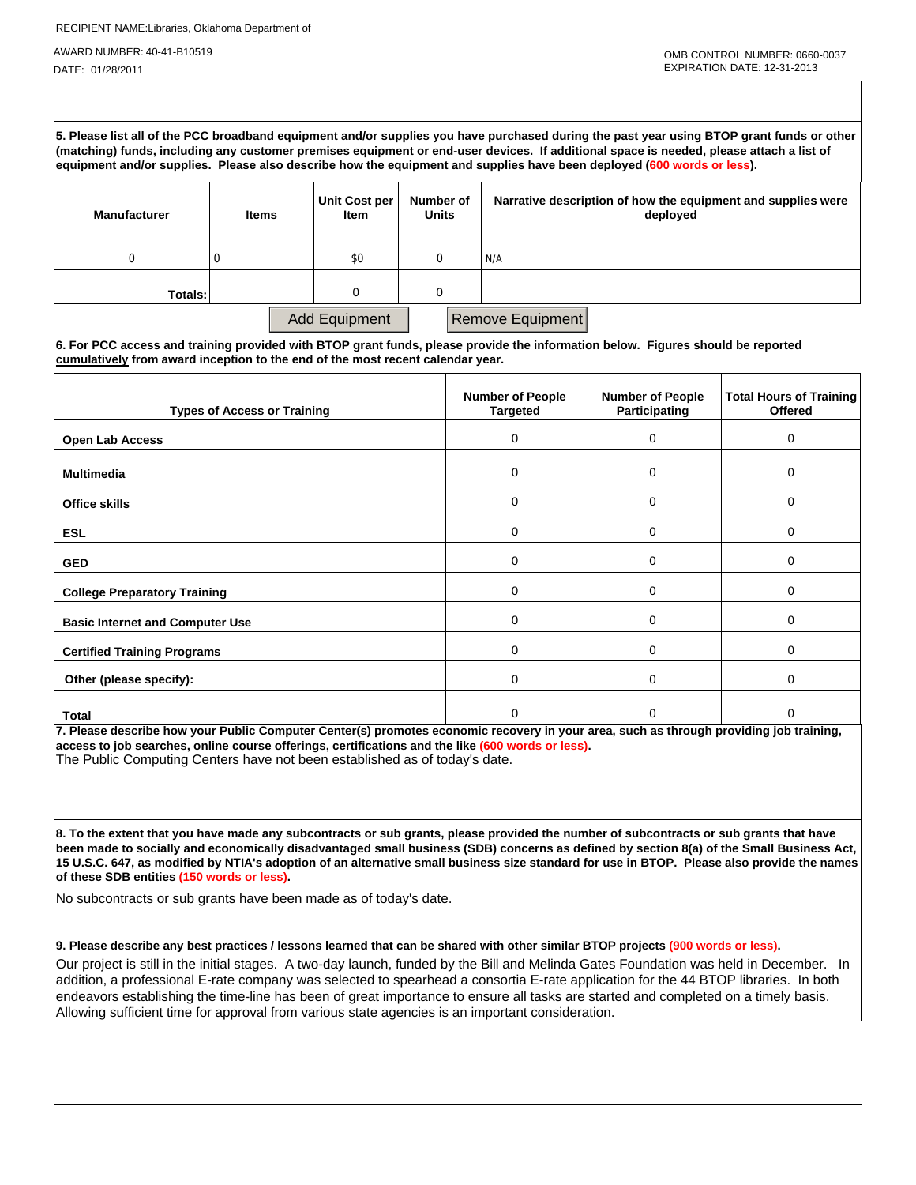RECIPIENT NAME:Libraries, Oklahoma Department of

AWARD NUMBER: 40-41-B10519

DATE: 01/28/2011

OMB CONTROL NUMBER: 0660-0037
EXPIRATION DATE: 12-31-2013

**5. Please list all of the PCC broadband equipment and/or supplies you have purchased during the past year using BTOP grant funds or other (matching) funds, including any customer premises equipment or end-user devices. If additional space is needed, please attach a list of equipment and/or supplies. Please also describe how the equipment and supplies have been deployed (600 words or less).**

| Manufacturer | Items | Unit Cost per Item | Number of Units | Narrative description of how the equipment and supplies were deployed |
|---|---|---|---|---|
| 0 | 0 | $0 | 0 | N/A |
| **Totals:** | | 0 | 0 | |

Add Equipment    Remove Equipment

**6. For PCC access and training provided with BTOP grant funds, please provide the information below. Figures should be reported cumulatively from award inception to the end of the most recent calendar year.**

| Types of Access or Training | Number of People Targeted | Number of People Participating | Total Hours of Training Offered |
|---|---|---|---|
| **Open Lab Access** | 0 | 0 | 0 |
| **Multimedia** | 0 | 0 | 0 |
| **Office skills** | 0 | 0 | 0 |
| **ESL** | 0 | 0 | 0 |
| **GED** | 0 | 0 | 0 |
| **College Preparatory Training** | 0 | 0 | 0 |
| **Basic Internet and Computer Use** | 0 | 0 | 0 |
| **Certified Training Programs** | 0 | 0 | 0 |
| **Other (please specify):** | 0 | 0 | 0 |
| **Total** | 0 | 0 | 0 |

**7. Please describe how your Public Computer Center(s) promotes economic recovery in your area, such as through providing job training, access to job searches, online course offerings, certifications and the like (600 words or less).**

The Public Computing Centers have not been established as of today's date.

**8. To the extent that you have made any subcontracts or sub grants, please provided the number of subcontracts or sub grants that have been made to socially and economically disadvantaged small business (SDB) concerns as defined by section 8(a) of the Small Business Act, 15 U.S.C. 647, as modified by NTIA's adoption of an alternative small business size standard for use in BTOP. Please also provide the names of these SDB entities (150 words or less).**

No subcontracts or sub grants have been made as of today's date.

**9. Please describe any best practices / lessons learned that can be shared with other similar BTOP projects (900 words or less).**

Our project is still in the initial stages. A two-day launch, funded by the Bill and Melinda Gates Foundation was held in December. In addition, a professional E-rate company was selected to spearhead a consortia E-rate application for the 44 BTOP libraries. In both endeavors establishing the time-line has been of great importance to ensure all tasks are started and completed on a timely basis. Allowing sufficient time for approval from various state agencies is an important consideration.